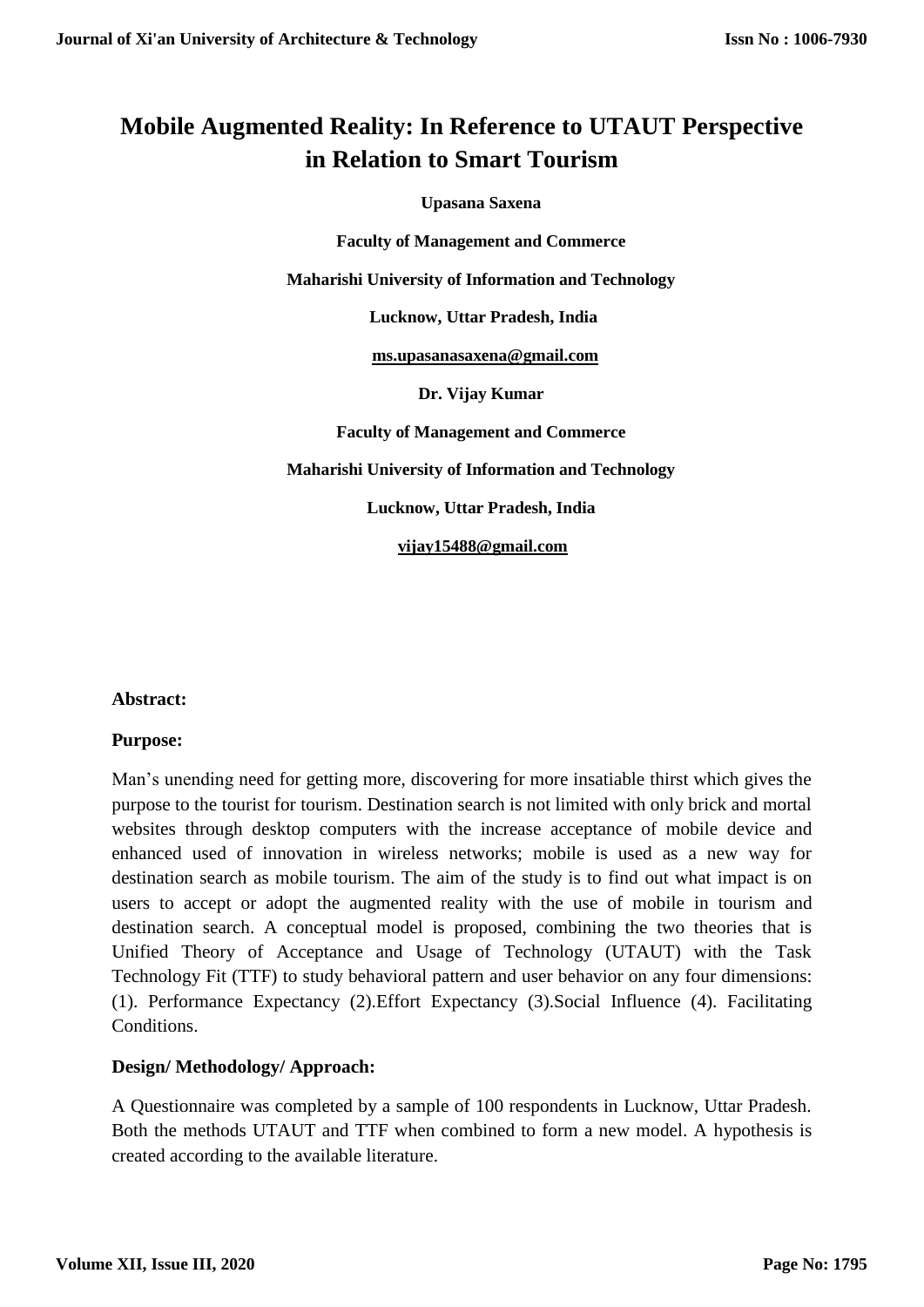# Mobile Augmented Reality: In Reference to UTAUT Perspective in Relation to Smart Tourism

**Upasana Saxena**

**Faculty of Management and Commerce**

**Maharishi University of Information and Technology**

**Lucknow, Uttar Pradesh, India**

**ms.upasanasaxena@gmail.com**

**Dr. Vijay Kumar**

**Faculty of Management and Commerce**

**Maharishi University of Information and Technology**

**Lucknow, Uttar Pradesh, India**

**vijay15488@gmail.com**

**Abstract:**

**Purpose:**

Man's unending need for getting more, discovering for more insatiable thirst which gives the purpose to the tourist for tourism. Destination search is not limited with only brick and mortal websites through desktop computers with the increase acceptance of mobile device and enhanced used of innovation in wireless networks; mobile is used as a new way for destination search as mobile tourism. The aim of the study is to find out what impact is on users to accept or adopt the augmented reality with the use of mobile in tourism and destination search. A conceptual model is proposed, combining the two theories that is Unified Theory of Acceptance and Usage of Technology (UTAUT) with the Task Technology Fit (TTF) to study behavioral pattern and user behavior on any four dimensions: (1). Performance Expectancy (2).Effort Expectancy (3).Social Influence (4). Facilitating Conditions.

**Design/ Methodology/ Approach:**

A Questionnaire was completed by a sample of 100 respondents in Lucknow, Uttar Pradesh. Both the methods UTAUT and TTF when combined to form a new model. A hypothesis is created according to the available literature.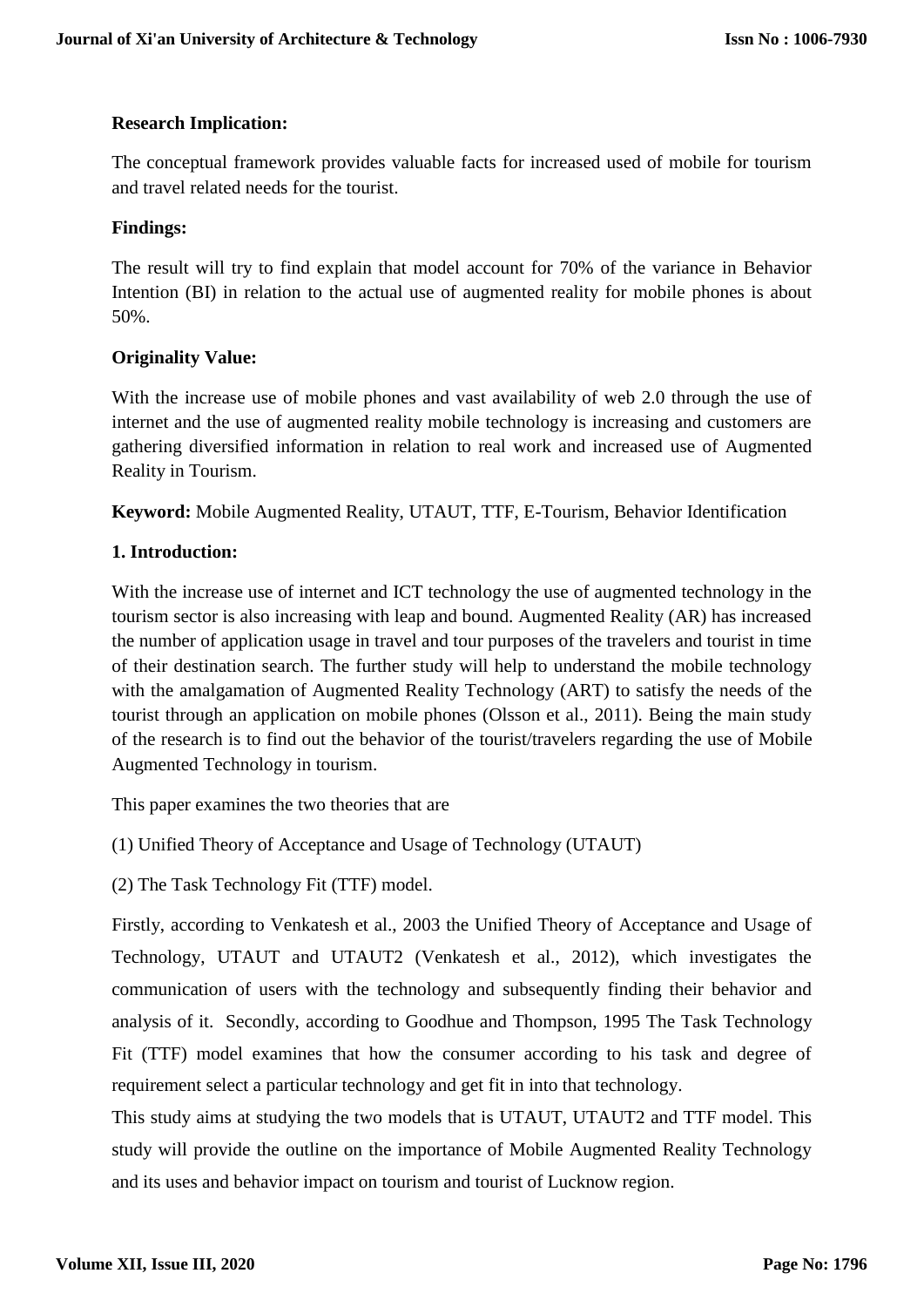**Research Implication:**

The conceptual framework provides valuable facts for increased used of mobile for tourism and travel related needs for the tourist.

**Findings:**

The result will try to find explain that model account for 70% of the variance in Behavior Intention (BI) in relation to the actual use of augmented reality for mobile phones is about 50%.

**Originality Value:**

With the increase use of mobile phones and vast availability of web 2.0 through the use of internet and the use of augmented reality mobile technology is increasing and customers are gathering diversified information in relation to real work and increased use of Augmented Reality in Tourism.

**Keyword:** Mobile Augmented Reality, UTAUT, TTF, E-Tourism, Behavior Identification

## 1. Introduction:

With the increase use of internet and ICT technology the use of augmented technology in the tourism sector is also increasing with leap and bound. Augmented Reality (AR) has increased the number of application usage in travel and tour purposes of the travelers and tourist in time of their destination search. The further study will help to understand the mobile technology with the amalgamation of Augmented Reality Technology (ART) to satisfy the needs of the tourist through an application on mobile phones (Olsson et al., 2011). Being the main study of the research is to find out the behavior of the tourist/travelers regarding the use of Mobile Augmented Technology in tourism.

This paper examines the two theories that are

(1) Unified Theory of Acceptance and Usage of Technology (UTAUT)

(2) The Task Technology Fit (TTF) model.

Firstly, according to Venkatesh et al., 2003 the Unified Theory of Acceptance and Usage of Technology, UTAUT and UTAUT2 (Venkatesh et al., 2012), which investigates the communication of users with the technology and subsequently finding their behavior and analysis of it. Secondly, according to Goodhue and Thompson, 1995 The Task Technology Fit (TTF) model examines that how the consumer according to his task and degree of requirement select a particular technology and get fit in into that technology.

This study aims at studying the two models that is UTAUT, UTAUT2 and TTF model. This study will provide the outline on the importance of Mobile Augmented Reality Technology and its uses and behavior impact on tourism and tourist of Lucknow region.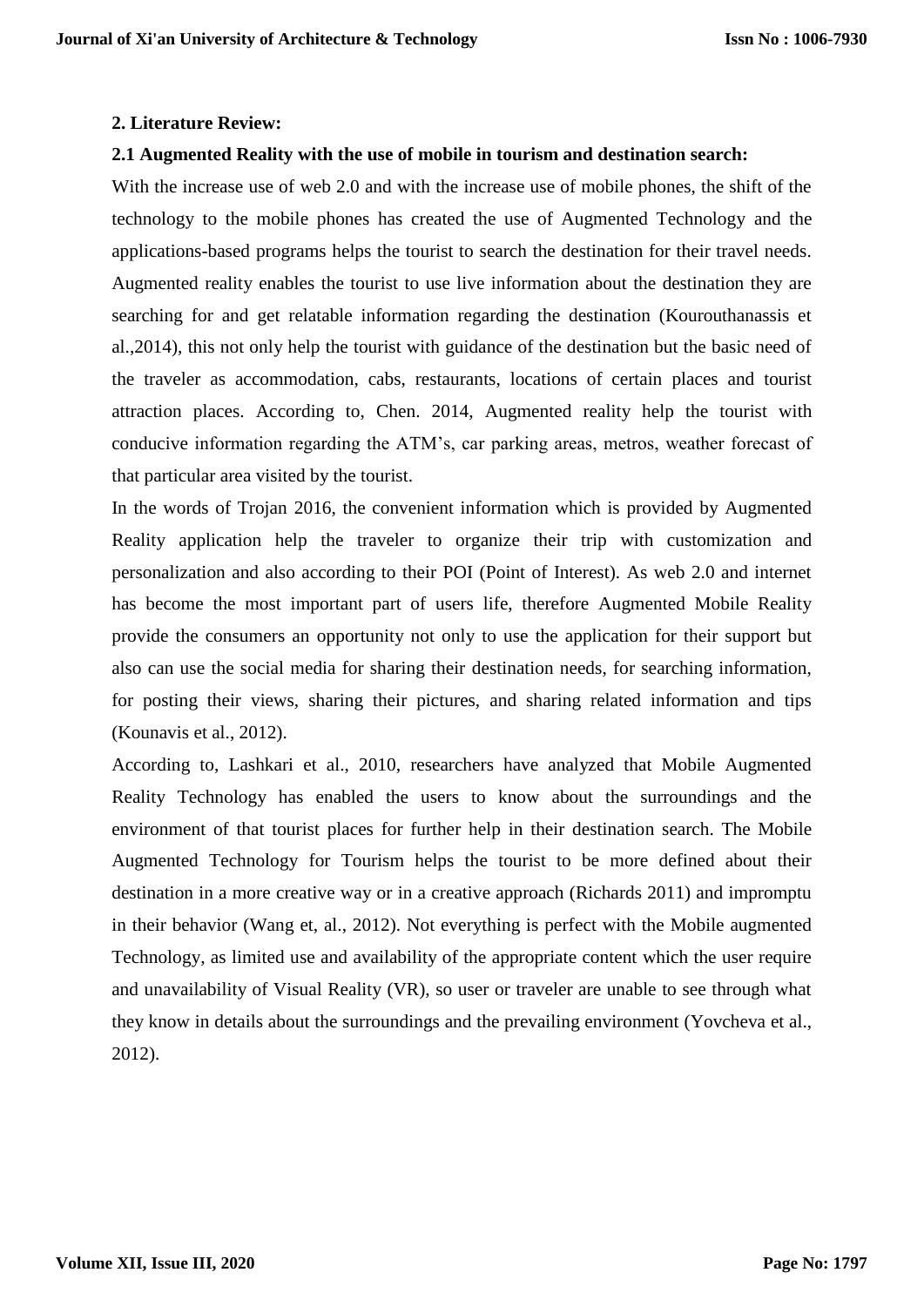## 2. Literature Review:

### 2.1 Augmented Reality with the use of mobile in tourism and destination search:

With the increase use of web 2.0 and with the increase use of mobile phones, the shift of the technology to the mobile phones has created the use of Augmented Technology and the applications-based programs helps the tourist to search the destination for their travel needs. Augmented reality enables the tourist to use live information about the destination they are searching for and get relatable information regarding the destination (Kourouthanassis et al.,2014), this not only help the tourist with guidance of the destination but the basic need of the traveler as accommodation, cabs, restaurants, locations of certain places and tourist attraction places. According to, Chen. 2014, Augmented reality help the tourist with conducive information regarding the ATM's, car parking areas, metros, weather forecast of that particular area visited by the tourist.

In the words of Trojan 2016, the convenient information which is provided by Augmented Reality application help the traveler to organize their trip with customization and personalization and also according to their POI (Point of Interest). As web 2.0 and internet has become the most important part of users life, therefore Augmented Mobile Reality provide the consumers an opportunity not only to use the application for their support but also can use the social media for sharing their destination needs, for searching information, for posting their views, sharing their pictures, and sharing related information and tips (Kounavis et al., 2012).

According to, Lashkari et al., 2010, researchers have analyzed that Mobile Augmented Reality Technology has enabled the users to know about the surroundings and the environment of that tourist places for further help in their destination search. The Mobile Augmented Technology for Tourism helps the tourist to be more defined about their destination in a more creative way or in a creative approach (Richards 2011) and impromptu in their behavior (Wang et, al., 2012). Not everything is perfect with the Mobile augmented Technology, as limited use and availability of the appropriate content which the user require and unavailability of Visual Reality (VR), so user or traveler are unable to see through what they know in details about the surroundings and the prevailing environment (Yovcheva et al., 2012).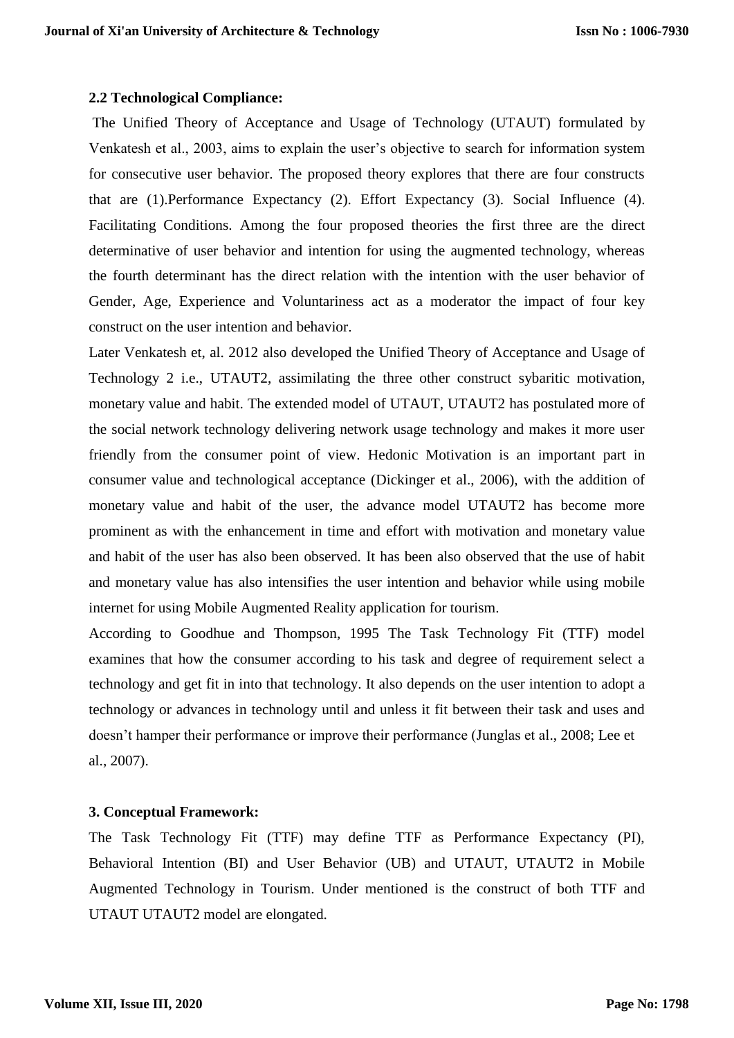**2.2 Technological Compliance:**

The Unified Theory of Acceptance and Usage of Technology (UTAUT) formulated by Venkatesh et al., 2003, aims to explain the user's objective to search for information system for consecutive user behavior. The proposed theory explores that there are four constructs that are (1).Performance Expectancy (2). Effort Expectancy (3). Social Influence (4). Facilitating Conditions. Among the four proposed theories the first three are the direct determinative of user behavior and intention for using the augmented technology, whereas the fourth determinant has the direct relation with the intention with the user behavior of Gender, Age, Experience and Voluntariness act as a moderator the impact of four key construct on the user intention and behavior.

Later Venkatesh et, al. 2012 also developed the Unified Theory of Acceptance and Usage of Technology 2 i.e., UTAUT2, assimilating the three other construct sybaritic motivation, monetary value and habit. The extended model of UTAUT, UTAUT2 has postulated more of the social network technology delivering network usage technology and makes it more user friendly from the consumer point of view. Hedonic Motivation is an important part in consumer value and technological acceptance (Dickinger et al., 2006), with the addition of monetary value and habit of the user, the advance model UTAUT2 has become more prominent as with the enhancement in time and effort with motivation and monetary value and habit of the user has also been observed. It has been also observed that the use of habit and monetary value has also intensifies the user intention and behavior while using mobile internet for using Mobile Augmented Reality application for tourism.

According to Goodhue and Thompson, 1995 The Task Technology Fit (TTF) model examines that how the consumer according to his task and degree of requirement select a technology and get fit in into that technology. It also depends on the user intention to adopt a technology or advances in technology until and unless it fit between their task and uses and doesn't hamper their performance or improve their performance (Junglas et al., 2008; Lee et al., 2007).

**3. Conceptual Framework:**

The Task Technology Fit (TTF) may define TTF as Performance Expectancy (PI), Behavioral Intention (BI) and User Behavior (UB) and UTAUT, UTAUT2 in Mobile Augmented Technology in Tourism. Under mentioned is the construct of both TTF and UTAUT UTAUT2 model are elongated.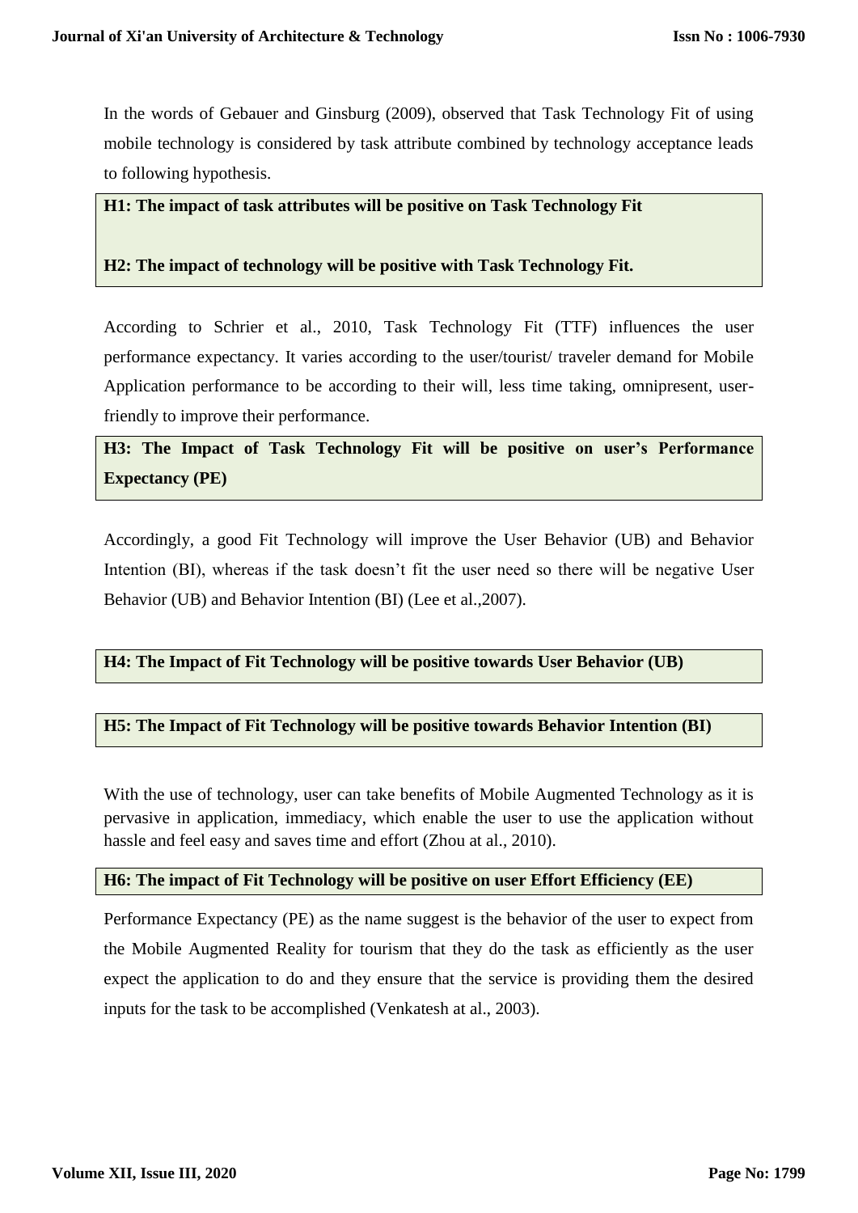In the words of Gebauer and Ginsburg (2009), observed that Task Technology Fit of using mobile technology is considered by task attribute combined by technology acceptance leads to following hypothesis.

**H1: The impact of task attributes will be positive on Task Technology Fit**

**H2: The impact of technology will be positive with Task Technology Fit.**

According to Schrier et al., 2010, Task Technology Fit (TTF) influences the user performance expectancy. It varies according to the user/tourist/ traveler demand for Mobile Application performance to be according to their will, less time taking, omnipresent, user-friendly to improve their performance.

**H3: The Impact of Task Technology Fit will be positive on user's Performance Expectancy (PE)**

Accordingly, a good Fit Technology will improve the User Behavior (UB) and Behavior Intention (BI), whereas if the task doesn't fit the user need so there will be negative User Behavior (UB) and Behavior Intention (BI) (Lee et al.,2007).

**H4: The Impact of Fit Technology will be positive towards User Behavior (UB)**

**H5: The Impact of Fit Technology will be positive towards Behavior Intention (BI)**

With the use of technology, user can take benefits of Mobile Augmented Technology as it is pervasive in application, immediacy, which enable the user to use the application without hassle and feel easy and saves time and effort (Zhou at al., 2010).

**H6: The impact of Fit Technology will be positive on user Effort Efficiency (EE)**

Performance Expectancy (PE) as the name suggest is the behavior of the user to expect from the Mobile Augmented Reality for tourism that they do the task as efficiently as the user expect the application to do and they ensure that the service is providing them the desired inputs for the task to be accomplished (Venkatesh at al., 2003).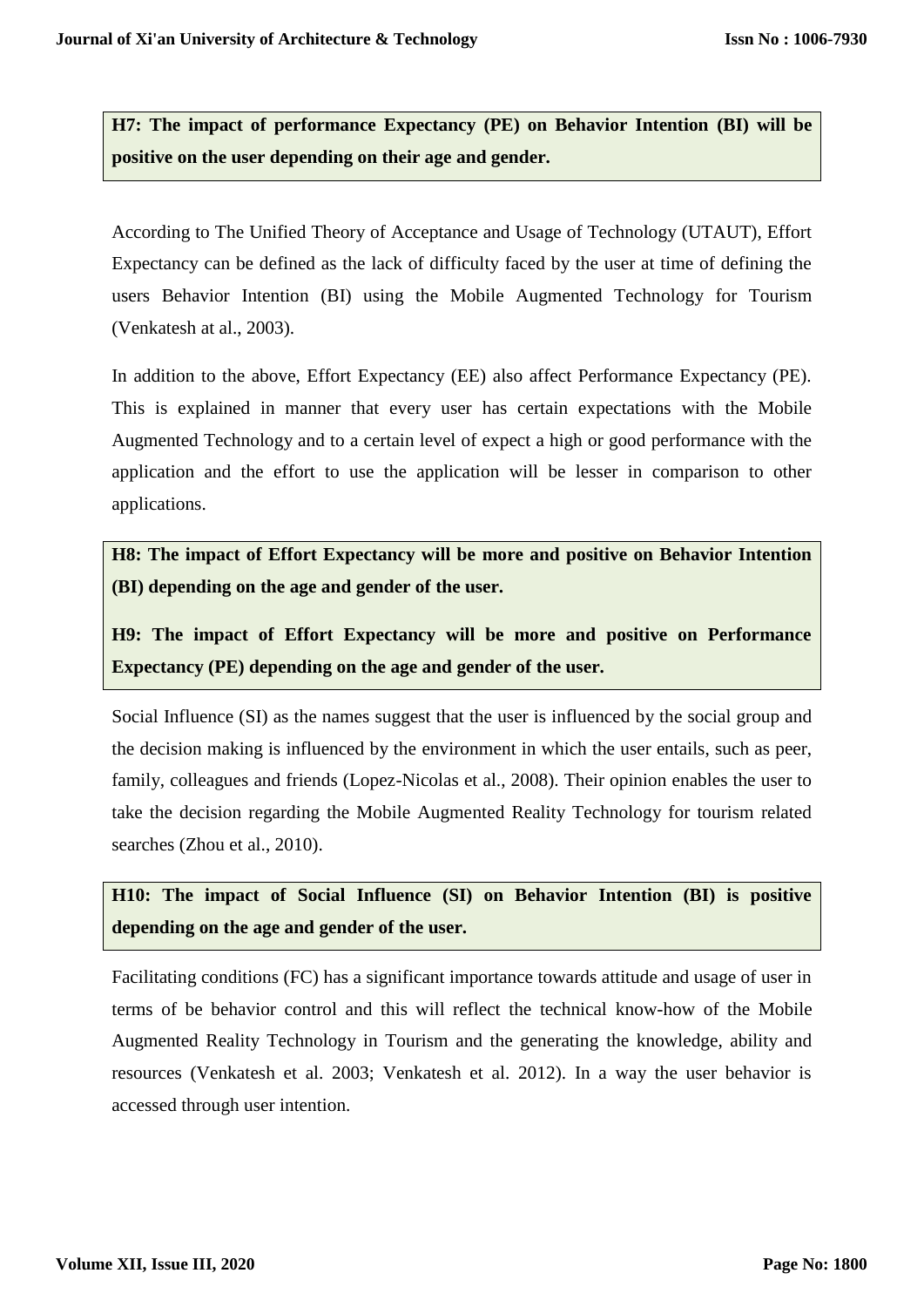**H7: The impact of performance Expectancy (PE) on Behavior Intention (BI) will be positive on the user depending on their age and gender.**

According to The Unified Theory of Acceptance and Usage of Technology (UTAUT), Effort Expectancy can be defined as the lack of difficulty faced by the user at time of defining the users Behavior Intention (BI) using the Mobile Augmented Technology for Tourism (Venkatesh at al., 2003).

In addition to the above, Effort Expectancy (EE) also affect Performance Expectancy (PE). This is explained in manner that every user has certain expectations with the Mobile Augmented Technology and to a certain level of expect a high or good performance with the application and the effort to use the application will be lesser in comparison to other applications.

**H8: The impact of Effort Expectancy will be more and positive on Behavior Intention (BI) depending on the age and gender of the user.**

**H9: The impact of Effort Expectancy will be more and positive on Performance Expectancy (PE) depending on the age and gender of the user.**

Social Influence (SI) as the names suggest that the user is influenced by the social group and the decision making is influenced by the environment in which the user entails, such as peer, family, colleagues and friends (Lopez-Nicolas et al., 2008). Their opinion enables the user to take the decision regarding the Mobile Augmented Reality Technology for tourism related searches (Zhou et al., 2010).

**H10: The impact of Social Influence (SI) on Behavior Intention (BI) is positive depending on the age and gender of the user.**

Facilitating conditions (FC) has a significant importance towards attitude and usage of user in terms of be behavior control and this will reflect the technical know-how of the Mobile Augmented Reality Technology in Tourism and the generating the knowledge, ability and resources (Venkatesh et al. 2003; Venkatesh et al. 2012). In a way the user behavior is accessed through user intention.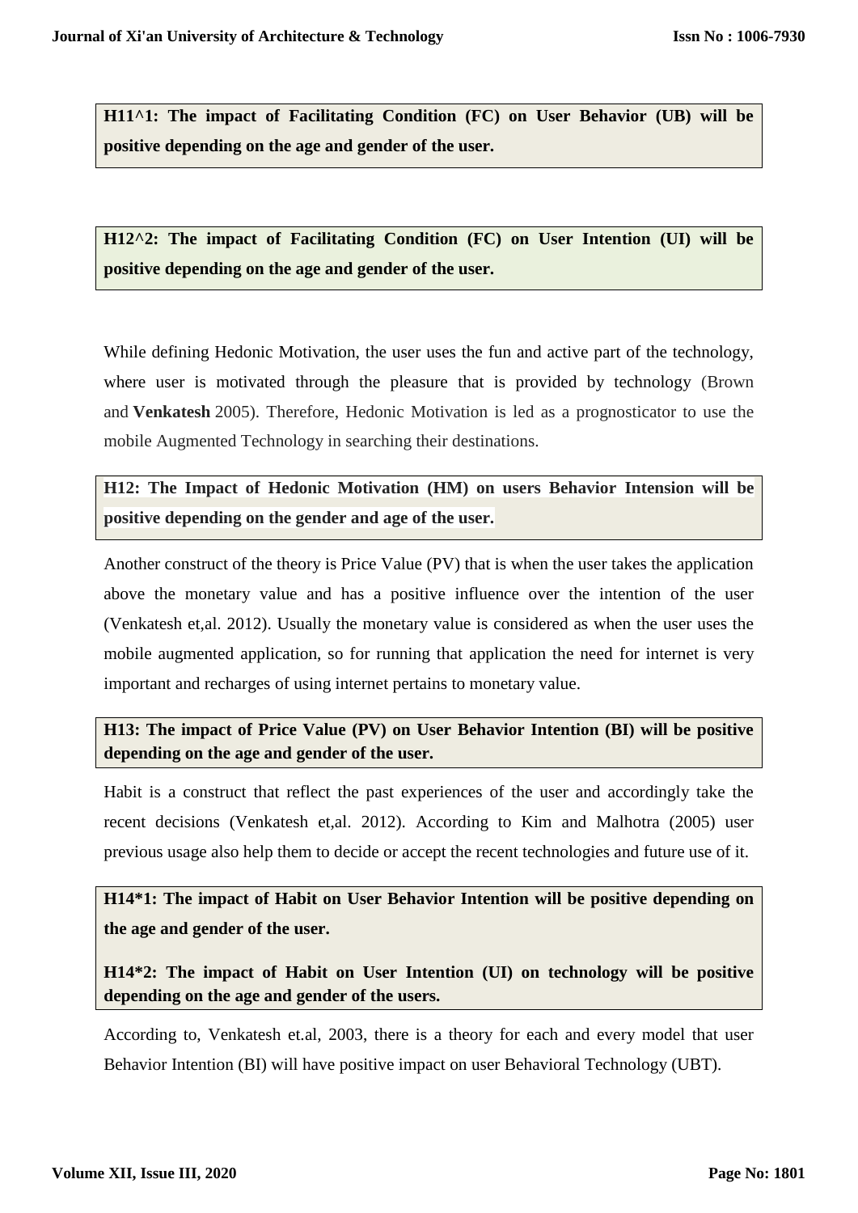**H11^1: The impact of Facilitating Condition (FC) on User Behavior (UB) will be positive depending on the age and gender of the user.**

**H12^2: The impact of Facilitating Condition (FC) on User Intention (UI) will be positive depending on the age and gender of the user.**

While defining Hedonic Motivation, the user uses the fun and active part of the technology, where user is motivated through the pleasure that is provided by technology (Brown and **Venkatesh** 2005). Therefore, Hedonic Motivation is led as a prognosticator to use the mobile Augmented Technology in searching their destinations.

**H12: The Impact of Hedonic Motivation (HM) on users Behavior Intension will be positive depending on the gender and age of the user.**

Another construct of the theory is Price Value (PV) that is when the user takes the application above the monetary value and has a positive influence over the intention of the user (Venkatesh et,al. 2012). Usually the monetary value is considered as when the user uses the mobile augmented application, so for running that application the need for internet is very important and recharges of using internet pertains to monetary value.

**H13: The impact of Price Value (PV) on User Behavior Intention (BI) will be positive depending on the age and gender of the user.**

Habit is a construct that reflect the past experiences of the user and accordingly take the recent decisions (Venkatesh et,al. 2012). According to Kim and Malhotra (2005) user previous usage also help them to decide or accept the recent technologies and future use of it.

**H14*1: The impact of Habit on User Behavior Intention will be positive depending on the age and gender of the user.**

**H14*2: The impact of Habit on User Intention (UI) on technology will be positive depending on the age and gender of the users.**

According to, Venkatesh et.al, 2003, there is a theory for each and every model that user Behavior Intention (BI) will have positive impact on user Behavioral Technology (UBT).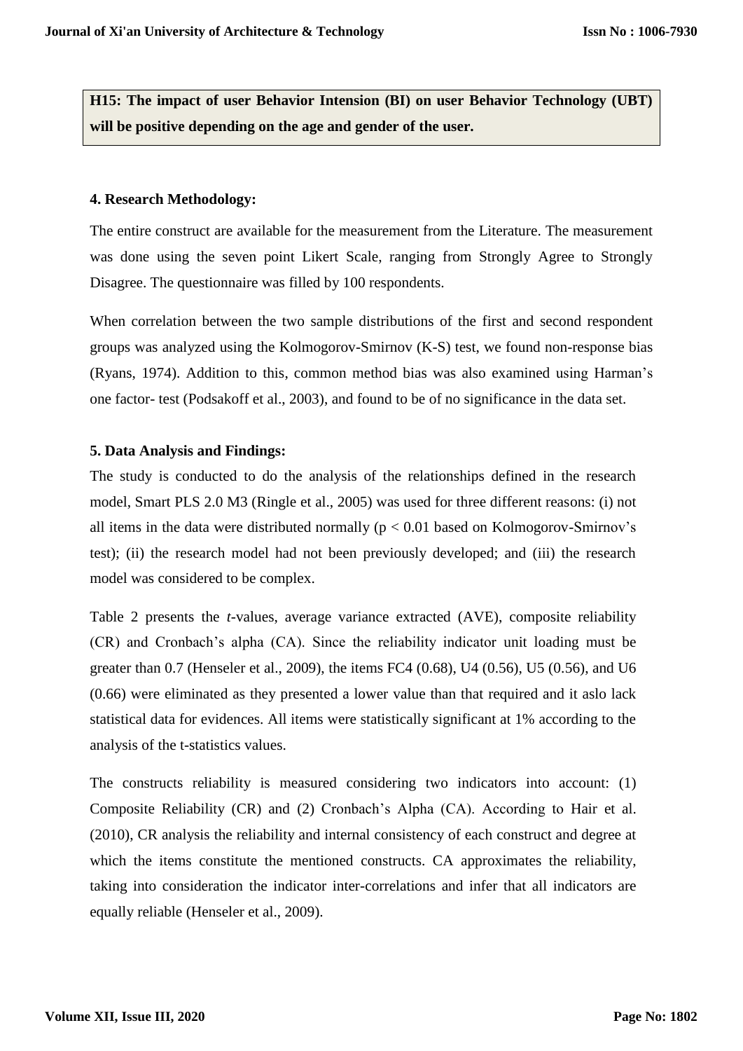**H15: The impact of user Behavior Intension (BI) on user Behavior Technology (UBT) will be positive depending on the age and gender of the user.**

### 4. Research Methodology:

The entire construct are available for the measurement from the Literature. The measurement was done using the seven point Likert Scale, ranging from Strongly Agree to Strongly Disagree. The questionnaire was filled by 100 respondents.

When correlation between the two sample distributions of the first and second respondent groups was analyzed using the Kolmogorov-Smirnov (K-S) test, we found non-response bias (Ryans, 1974). Addition to this, common method bias was also examined using Harman's one factor- test (Podsakoff et al., 2003), and found to be of no significance in the data set.

### 5. Data Analysis and Findings:

The study is conducted to do the analysis of the relationships defined in the research model, Smart PLS 2.0 M3 (Ringle et al., 2005) was used for three different reasons: (i) not all items in the data were distributed normally ($p < 0.01$ based on Kolmogorov-Smirnov's test); (ii) the research model had not been previously developed; and (iii) the research model was considered to be complex.

Table 2 presents the *t*-values, average variance extracted (AVE), composite reliability (CR) and Cronbach's alpha (CA). Since the reliability indicator unit loading must be greater than 0.7 (Henseler et al., 2009), the items FC4 (0.68), U4 (0.56), U5 (0.56), and U6 (0.66) were eliminated as they presented a lower value than that required and it aslo lack statistical data for evidences. All items were statistically significant at 1% according to the analysis of the t-statistics values.

The constructs reliability is measured considering two indicators into account: (1) Composite Reliability (CR) and (2) Cronbach's Alpha (CA). According to Hair et al. (2010), CR analysis the reliability and internal consistency of each construct and degree at which the items constitute the mentioned constructs. CA approximates the reliability, taking into consideration the indicator inter-correlations and infer that all indicators are equally reliable (Henseler et al., 2009).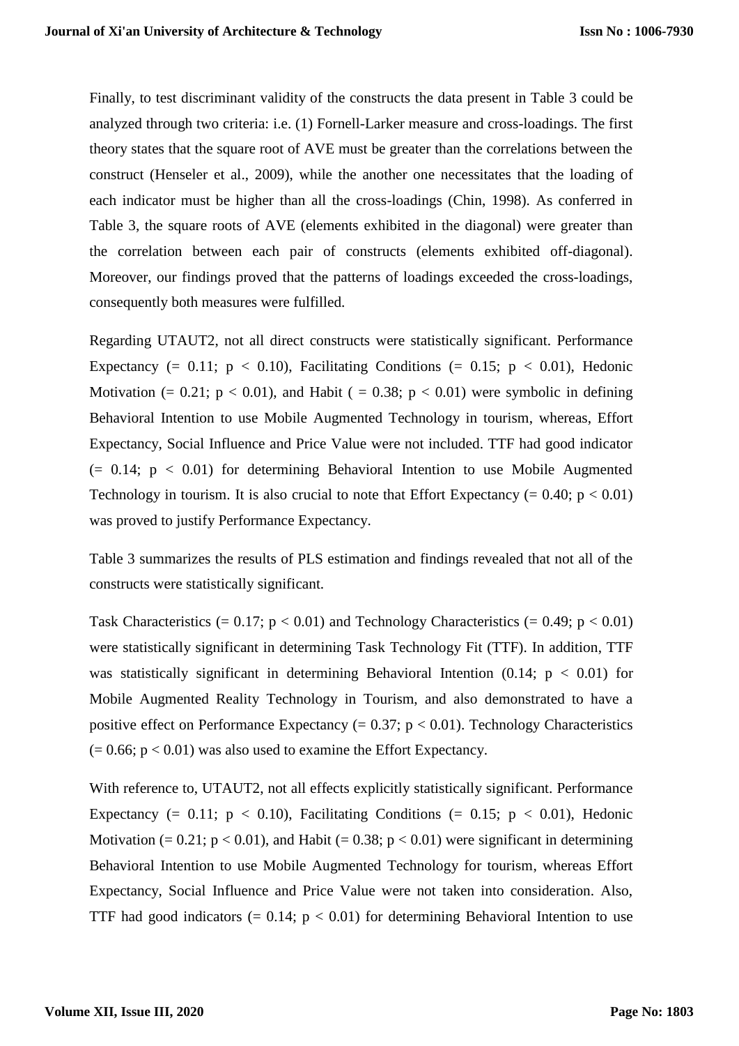Finally, to test discriminant validity of the constructs the data present in Table 3 could be analyzed through two criteria: i.e. (1) Fornell-Larker measure and cross-loadings. The first theory states that the square root of AVE must be greater than the correlations between the construct (Henseler et al., 2009), while the another one necessitates that the loading of each indicator must be higher than all the cross-loadings (Chin, 1998). As conferred in Table 3, the square roots of AVE (elements exhibited in the diagonal) were greater than the correlation between each pair of constructs (elements exhibited off-diagonal). Moreover, our findings proved that the patterns of loadings exceeded the cross-loadings, consequently both measures were fulfilled.

Regarding UTAUT2, not all direct constructs were statistically significant. Performance Expectancy (= 0.11; $p < 0.10$), Facilitating Conditions (= 0.15; $p < 0.01$), Hedonic Motivation (= 0.21; $p < 0.01$), and Habit ( = 0.38; $p < 0.01$) were symbolic in defining Behavioral Intention to use Mobile Augmented Technology in tourism, whereas, Effort Expectancy, Social Influence and Price Value were not included. TTF had good indicator (= 0.14; $p < 0.01$) for determining Behavioral Intention to use Mobile Augmented Technology in tourism. It is also crucial to note that Effort Expectancy (= 0.40; $p < 0.01$) was proved to justify Performance Expectancy.

Table 3 summarizes the results of PLS estimation and findings revealed that not all of the constructs were statistically significant.

Task Characteristics (= 0.17; $p < 0.01$) and Technology Characteristics (= 0.49; $p < 0.01$) were statistically significant in determining Task Technology Fit (TTF). In addition, TTF was statistically significant in determining Behavioral Intention (0.14; $p < 0.01$) for Mobile Augmented Reality Technology in Tourism, and also demonstrated to have a positive effect on Performance Expectancy (= 0.37; $p < 0.01$). Technology Characteristics (= 0.66; $p < 0.01$) was also used to examine the Effort Expectancy.

With reference to, UTAUT2, not all effects explicitly statistically significant. Performance Expectancy (= 0.11; $p < 0.10$), Facilitating Conditions (= 0.15; $p < 0.01$), Hedonic Motivation (= 0.21; $p < 0.01$), and Habit (= 0.38; $p < 0.01$) were significant in determining Behavioral Intention to use Mobile Augmented Technology for tourism, whereas Effort Expectancy, Social Influence and Price Value were not taken into consideration. Also, TTF had good indicators (= 0.14; $p < 0.01$) for determining Behavioral Intention to use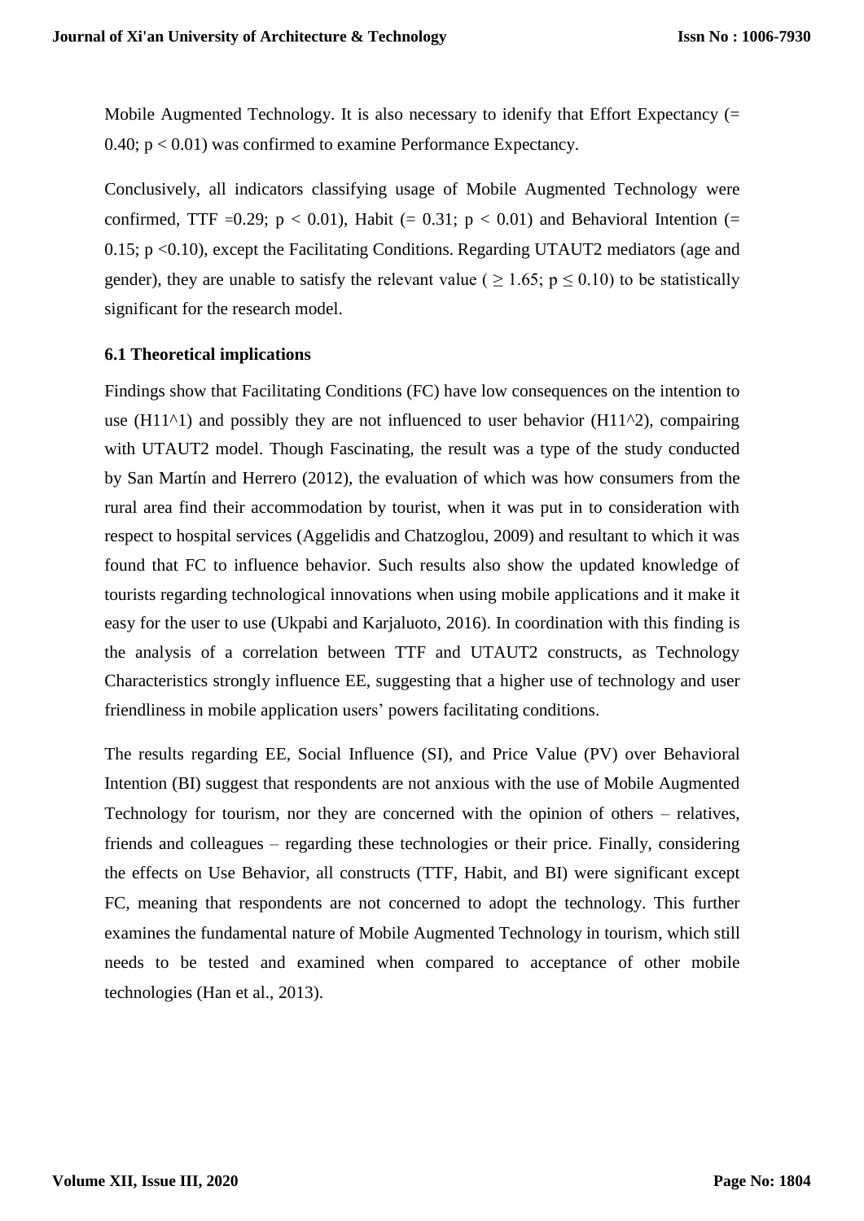Mobile Augmented Technology. It is also necessary to idenify that Effort Expectancy (= 0.40; $p < 0.01$) was confirmed to examine Performance Expectancy.

Conclusively, all indicators classifying usage of Mobile Augmented Technology were confirmed, TTF =0.29; $p < 0.01$), Habit (= 0.31; $p < 0.01$) and Behavioral Intention (= 0.15; $p < 0.10$), except the Facilitating Conditions. Regarding UTAUT2 mediators (age and gender), they are unable to satisfy the relevant value ( $\geq 1.65$; $p \leq 0.10$) to be statistically significant for the research model.

### 6.1 Theoretical implications

Findings show that Facilitating Conditions (FC) have low consequences on the intention to use (H11^1) and possibly they are not influenced to user behavior (H11^2), compairing with UTAUT2 model. Though Fascinating, the result was a type of the study conducted by San Martín and Herrero (2012), the evaluation of which was how consumers from the rural area find their accommodation by tourist, when it was put in to consideration with respect to hospital services (Aggelidis and Chatzoglou, 2009) and resultant to which it was found that FC to influence behavior. Such results also show the updated knowledge of tourists regarding technological innovations when using mobile applications and it make it easy for the user to use (Ukpabi and Karjaluoto, 2016). In coordination with this finding is the analysis of a correlation between TTF and UTAUT2 constructs, as Technology Characteristics strongly influence EE, suggesting that a higher use of technology and user friendliness in mobile application users' powers facilitating conditions.

The results regarding EE, Social Influence (SI), and Price Value (PV) over Behavioral Intention (BI) suggest that respondents are not anxious with the use of Mobile Augmented Technology for tourism, nor they are concerned with the opinion of others – relatives, friends and colleagues – regarding these technologies or their price. Finally, considering the effects on Use Behavior, all constructs (TTF, Habit, and BI) were significant except FC, meaning that respondents are not concerned to adopt the technology. This further examines the fundamental nature of Mobile Augmented Technology in tourism, which still needs to be tested and examined when compared to acceptance of other mobile technologies (Han et al., 2013).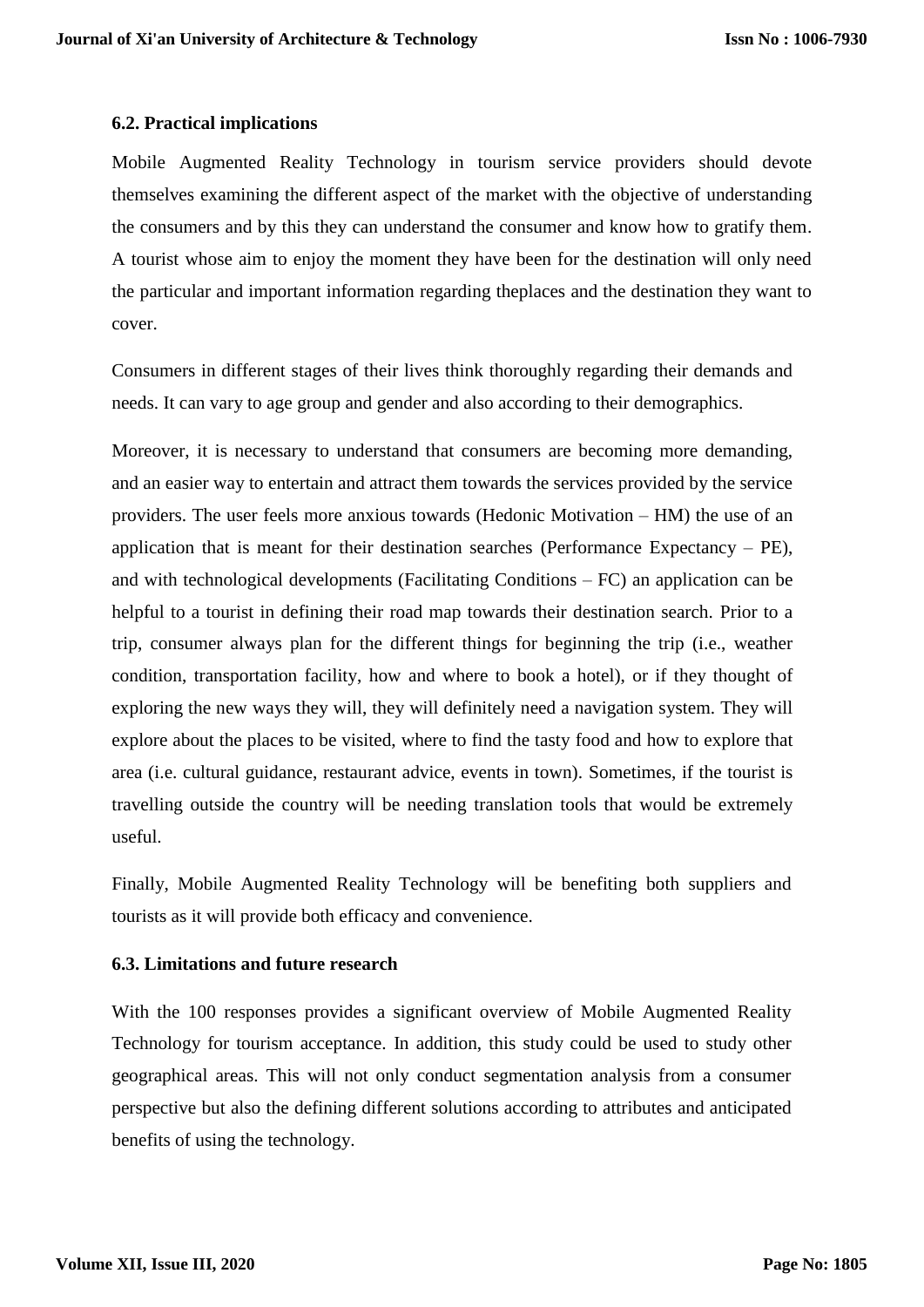### 6.2. Practical implications

Mobile Augmented Reality Technology in tourism service providers should devote themselves examining the different aspect of the market with the objective of understanding the consumers and by this they can understand the consumer and know how to gratify them. A tourist whose aim to enjoy the moment they have been for the destination will only need the particular and important information regarding theplaces and the destination they want to cover.

Consumers in different stages of their lives think thoroughly regarding their demands and needs. It can vary to age group and gender and also according to their demographics.

Moreover, it is necessary to understand that consumers are becoming more demanding, and an easier way to entertain and attract them towards the services provided by the service providers. The user feels more anxious towards (Hedonic Motivation – HM) the use of an application that is meant for their destination searches (Performance Expectancy – PE), and with technological developments (Facilitating Conditions – FC) an application can be helpful to a tourist in defining their road map towards their destination search. Prior to a trip, consumer always plan for the different things for beginning the trip (i.e., weather condition, transportation facility, how and where to book a hotel), or if they thought of exploring the new ways they will, they will definitely need a navigation system. They will explore about the places to be visited, where to find the tasty food and how to explore that area (i.e. cultural guidance, restaurant advice, events in town). Sometimes, if the tourist is travelling outside the country will be needing translation tools that would be extremely useful.

Finally, Mobile Augmented Reality Technology will be benefiting both suppliers and tourists as it will provide both efficacy and convenience.

### 6.3. Limitations and future research

With the 100 responses provides a significant overview of Mobile Augmented Reality Technology for tourism acceptance. In addition, this study could be used to study other geographical areas. This will not only conduct segmentation analysis from a consumer perspective but also the defining different solutions according to attributes and anticipated benefits of using the technology.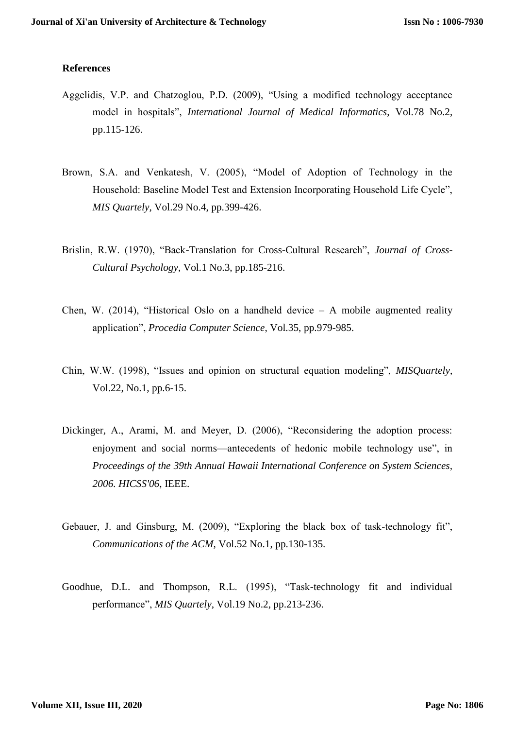## References

Aggelidis, V.P. and Chatzoglou, P.D. (2009), "Using a modified technology acceptance model in hospitals", *International Journal of Medical Informatics*, Vol.78 No.2, pp.115-126.

Brown, S.A. and Venkatesh, V. (2005), "Model of Adoption of Technology in the Household: Baseline Model Test and Extension Incorporating Household Life Cycle", *MIS Quartely*, Vol.29 No.4, pp.399-426.

Brislin, R.W. (1970), "Back-Translation for Cross-Cultural Research", *Journal of Cross-Cultural Psychology*, Vol.1 No.3, pp.185-216.

Chen, W. (2014), "Historical Oslo on a handheld device – A mobile augmented reality application", *Procedia Computer Science*, Vol.35, pp.979-985.

Chin, W.W. (1998), "Issues and opinion on structural equation modeling", *MISQuartely*, Vol.22, No.1, pp.6-15.

Dickinger, A., Arami, M. and Meyer, D. (2006), "Reconsidering the adoption process: enjoyment and social norms—antecedents of hedonic mobile technology use", in *Proceedings of the 39th Annual Hawaii International Conference on System Sciences, 2006. HICSS'06*, IEEE.

Gebauer, J. and Ginsburg, M. (2009), "Exploring the black box of task-technology fit", *Communications of the ACM*, Vol.52 No.1, pp.130-135.

Goodhue, D.L. and Thompson, R.L. (1995), "Task-technology fit and individual performance", *MIS Quartely*, Vol.19 No.2, pp.213-236.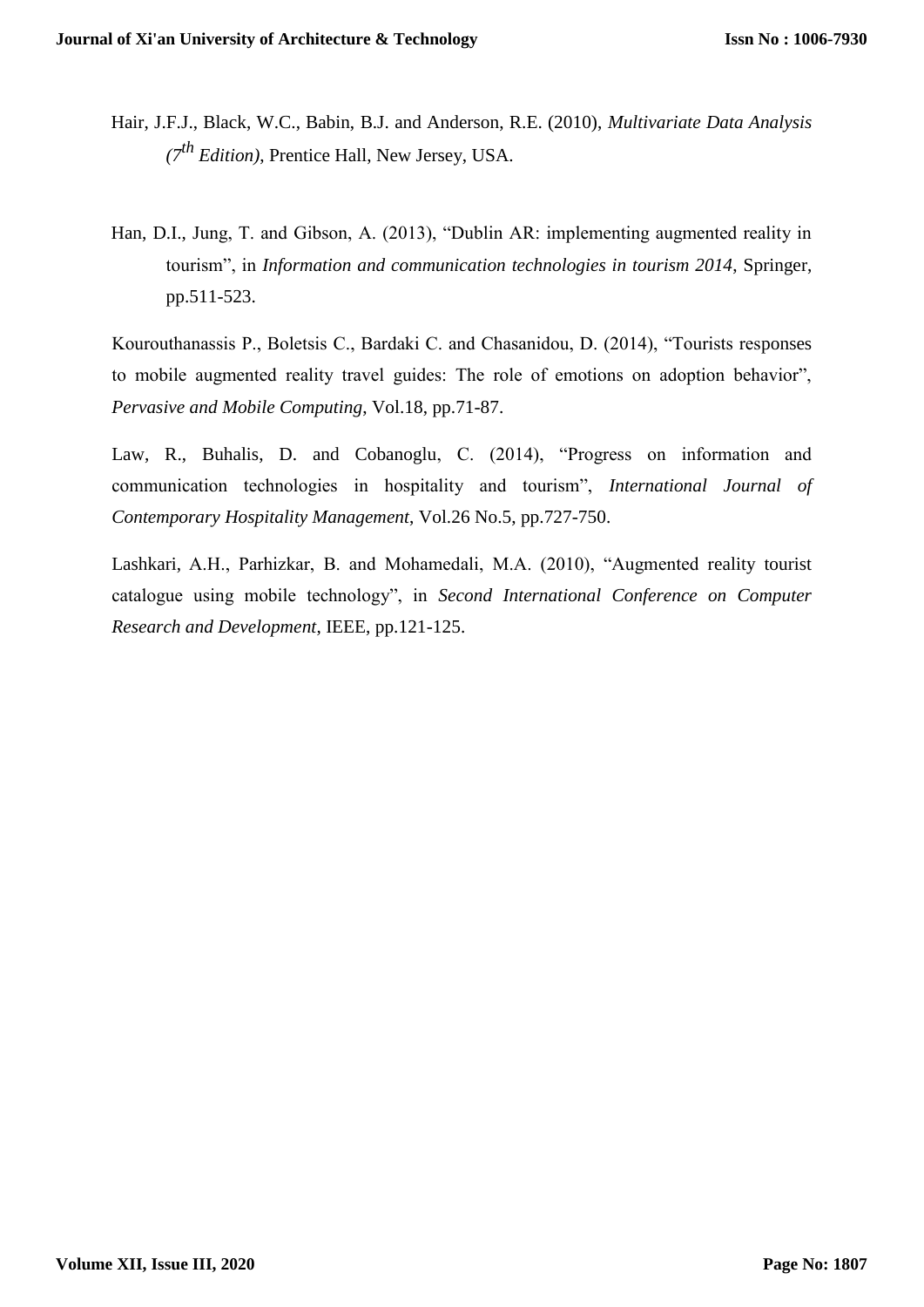Hair, J.F.J., Black, W.C., Babin, B.J. and Anderson, R.E. (2010), *Multivariate Data Analysis (7$^{th}$ Edition)*, Prentice Hall, New Jersey, USA.

Han, D.I., Jung, T. and Gibson, A. (2013), "Dublin AR: implementing augmented reality in tourism", in *Information and communication technologies in tourism 2014*, Springer, pp.511-523.

Kourouthanassis P., Boletsis C., Bardaki C. and Chasanidou, D. (2014), "Tourists responses to mobile augmented reality travel guides: The role of emotions on adoption behavior", *Pervasive and Mobile Computing*, Vol.18, pp.71-87.

Law, R., Buhalis, D. and Cobanoglu, C. (2014), "Progress on information and communication technologies in hospitality and tourism", *International Journal of Contemporary Hospitality Management*, Vol.26 No.5, pp.727-750.

Lashkari, A.H., Parhizkar, B. and Mohamedali, M.A. (2010), "Augmented reality tourist catalogue using mobile technology", in *Second International Conference on Computer Research and Development*, IEEE, pp.121-125.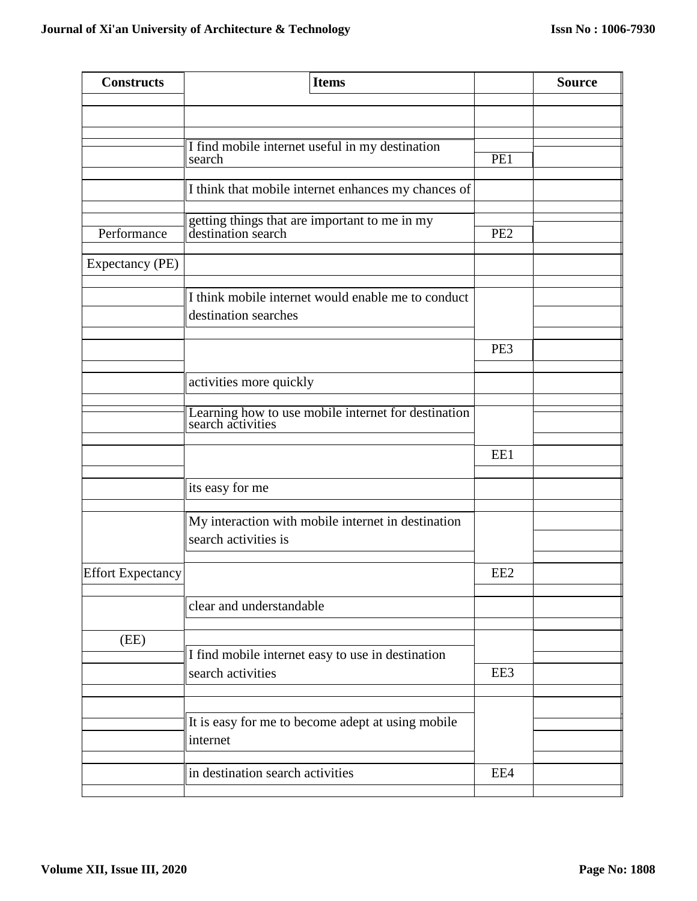| Constructs | Items | | Source |
|---|---|---|---|
| Performance Expectancy (PE) | I find mobile internet useful in my destination search | PE1 | |
| | I think that mobile internet enhances my chances of getting things that are important to me in my destination search | PE2 | |
| | I think mobile internet would enable me to conduct destination searches activities more quickly | PE3 | |
| Effort Expectancy (EE) | Learning how to use mobile internet for destination search activities its easy for me | EE1 | |
| | My interaction with mobile internet in destination search activities is clear and understandable | EE2 | |
| | I find mobile internet easy to use in destination search activities | EE3 | |
| | It is easy for me to become adept at using mobile internet in destination search activities | EE4 | |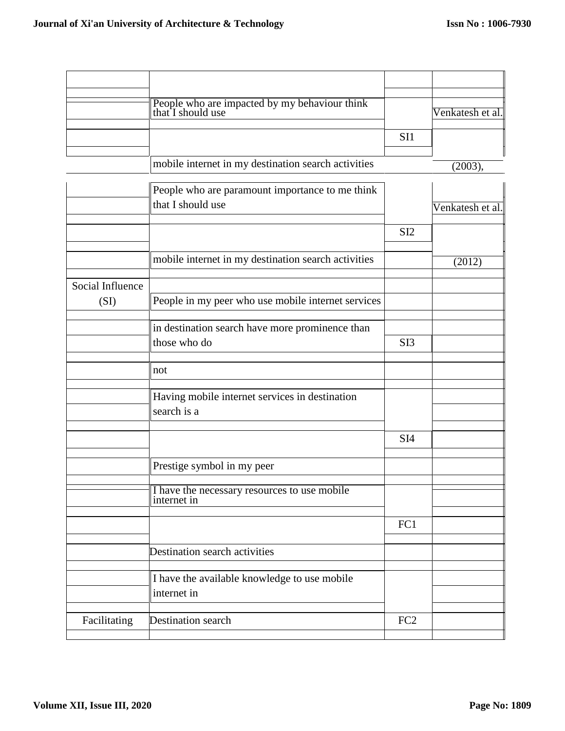| | | | |
|---|---|---|---|
| | People who are impacted by my behaviour think that I should use mobile internet in my destination search activities | SI1 | Venkatesh et al. (2003), |
| | People who are paramount importance to me think that I should use mobile internet in my destination search activities | SI2 | Venkatesh et al. (2012) |
| Social Influence (SI) | People in my peer who use mobile internet services in destination search have more prominence than those who do not | SI3 | |
| | Having mobile internet services in destination search is a Prestige symbol in my peer | SI4 | |
| | I have the necessary resources to use mobile internet in Destination search activities | FC1 | |
| Facilitating | I have the available knowledge to use mobile internet in Destination search | FC2 | |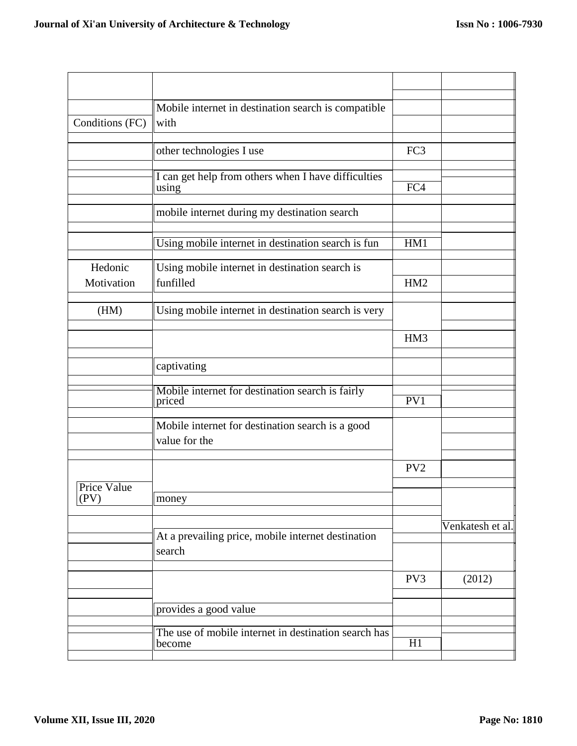| | | | |
|---|---|---|---|
| Conditions (FC) | Mobile internet in destination search is compatible with other technologies I use | FC3 | |
| | I can get help from others when I have difficulties using mobile internet during my destination search | FC4 | |
| Hedonic Motivation (HM) | Using mobile internet in destination search is fun | HM1 | |
| | Using mobile internet in destination search is funfilled | HM2 | |
| | Using mobile internet in destination search is very captivating | HM3 | |
| Price Value (PV) | Mobile internet for destination search is fairly priced | PV1 | |
| | Mobile internet for destination search is a good value for the money | PV2 | Venkatesh et al. (2012) |
| | At a prevailing price, mobile internet destination search provides a good value | PV3 | |
| | The use of mobile internet in destination search has become | H1 | |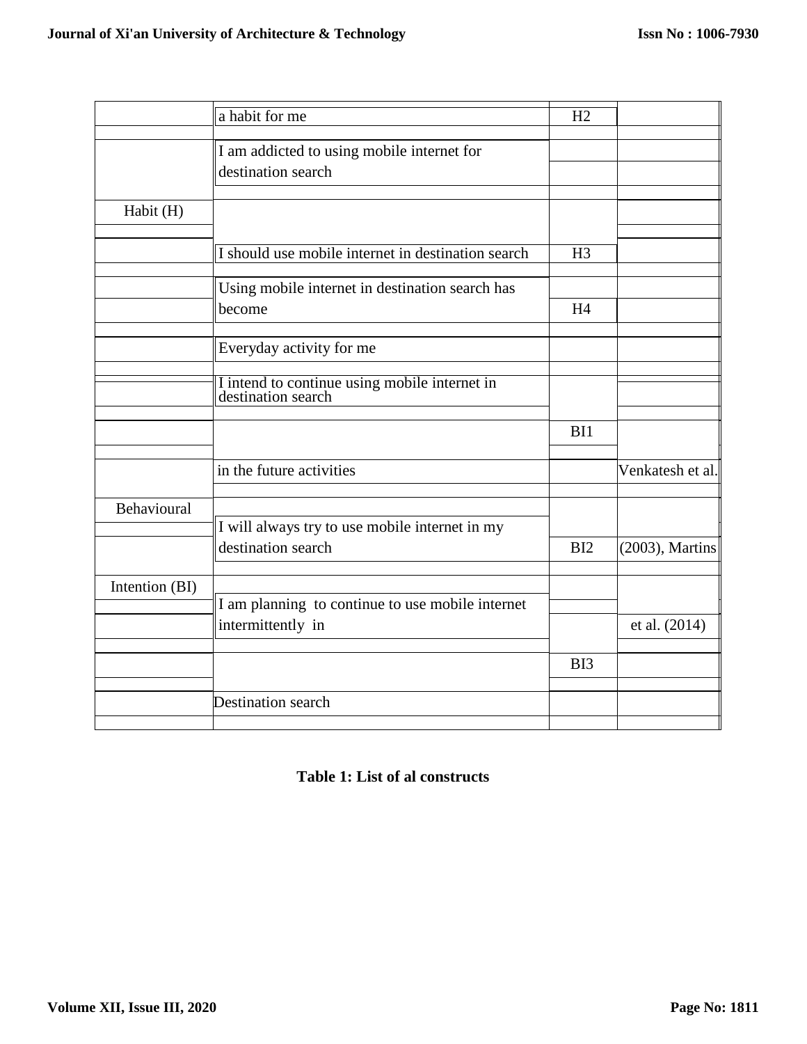| | | | |
|---|---|---|---|
| | a habit for me | H2 | |
| | I am addicted to using mobile internet for destination search | | |
| Habit (H) | | | |
| | I should use mobile internet in destination search | H3 | |
| | Using mobile internet in destination search has become | H4 | |
| | Everyday activity for me | | |
| | I intend to continue using mobile internet in destination search | | |
| | | BI1 | |
| | in the future activities | | Venkatesh et al. |
| Behavioural | | | |
| | I will always try to use mobile internet in my destination search | BI2 | (2003), Martins |
| Intention (BI) | | | |
| | I am planning to continue to use mobile internet intermittently in | | et al. (2014) |
| | | BI3 | |
| | Destination search | | |

**Table 1: List of al constructs**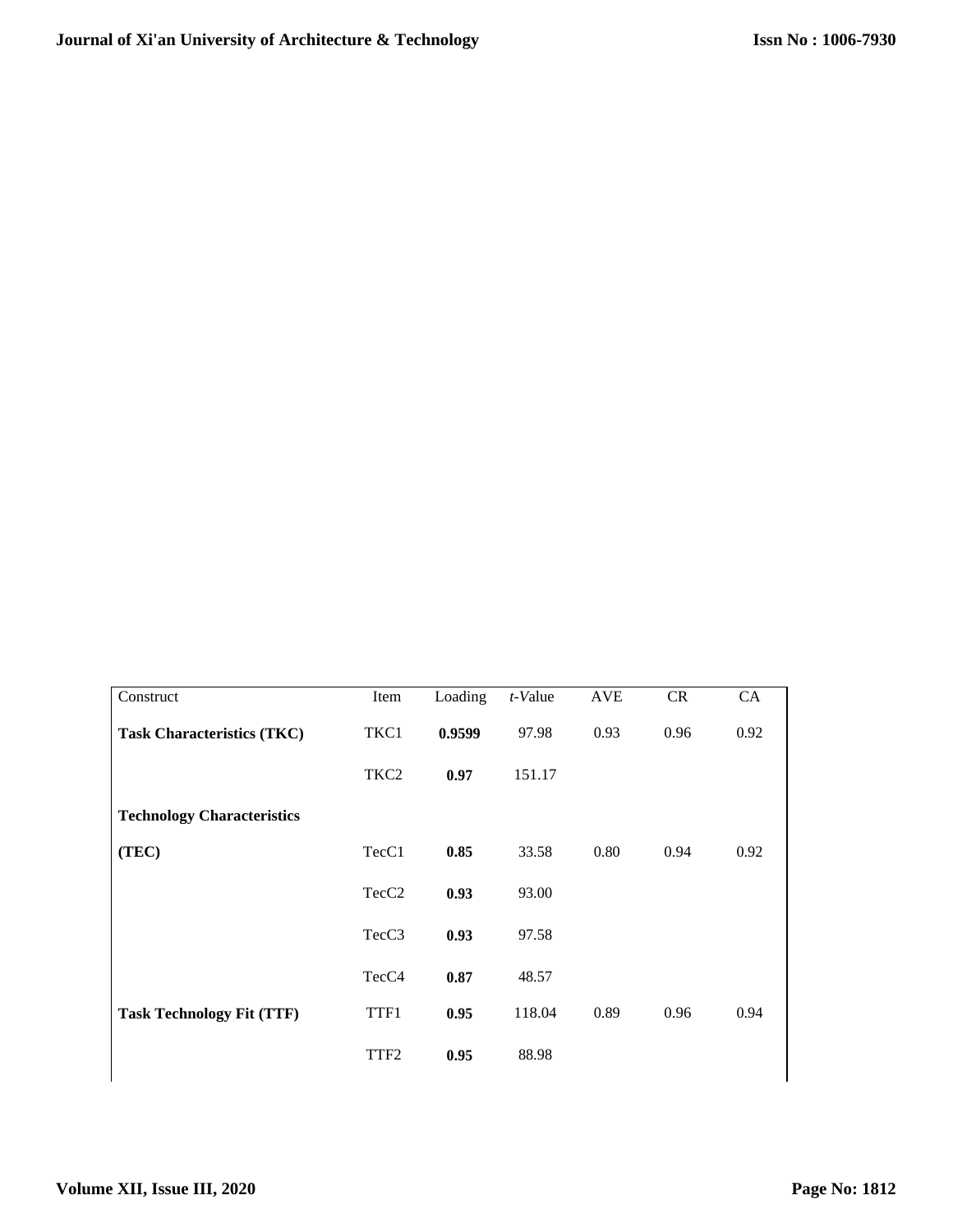| Construct | Item | Loading | *t-Value* | AVE | CR | CA |
|---|---|---|---|---|---|---|
| **Task Characteristics (TKC)** | TKC1 | **0.9599** | 97.98 | 0.93 | 0.96 | 0.92 |
| | TKC2 | **0.97** | 151.17 | | | |
| **Technology Characteristics (TEC)** | TecC1 | **0.85** | 33.58 | 0.80 | 0.94 | 0.92 |
| | TecC2 | **0.93** | 93.00 | | | |
| | TecC3 | **0.93** | 97.58 | | | |
| | TecC4 | **0.87** | 48.57 | | | |
| **Task Technology Fit (TTF)** | TTF1 | **0.95** | 118.04 | 0.89 | 0.96 | 0.94 |
| | TTF2 | **0.95** | 88.98 | | | |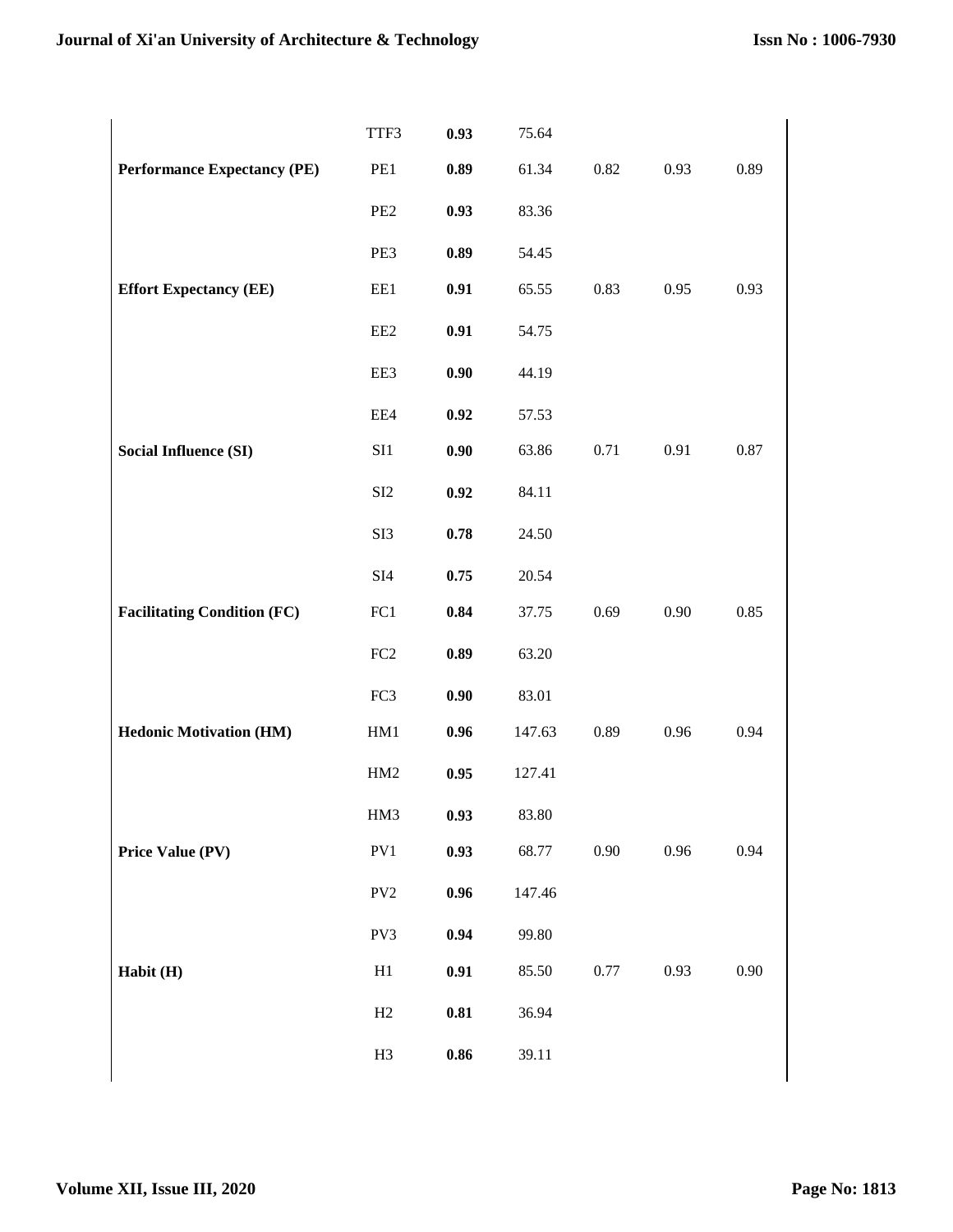|  |  |  |  |  |  |  |
|---|---|---|---|---|---|---|
|  | TTF3 | **0.93** | 75.64 |  |  |  |
| **Performance Expectancy (PE)** | PE1 | **0.89** | 61.34 | 0.82 | 0.93 | 0.89 |
|  | PE2 | **0.93** | 83.36 |  |  |  |
|  | PE3 | **0.89** | 54.45 |  |  |  |
| **Effort Expectancy (EE)** | EE1 | **0.91** | 65.55 | 0.83 | 0.95 | 0.93 |
|  | EE2 | **0.91** | 54.75 |  |  |  |
|  | EE3 | **0.90** | 44.19 |  |  |  |
|  | EE4 | **0.92** | 57.53 |  |  |  |
| **Social Influence (SI)** | SI1 | **0.90** | 63.86 | 0.71 | 0.91 | 0.87 |
|  | SI2 | **0.92** | 84.11 |  |  |  |
|  | SI3 | **0.78** | 24.50 |  |  |  |
|  | SI4 | **0.75** | 20.54 |  |  |  |
| **Facilitating Condition (FC)** | FC1 | **0.84** | 37.75 | 0.69 | 0.90 | 0.85 |
|  | FC2 | **0.89** | 63.20 |  |  |  |
|  | FC3 | **0.90** | 83.01 |  |  |  |
| **Hedonic Motivation (HM)** | HM1 | **0.96** | 147.63 | 0.89 | 0.96 | 0.94 |
|  | HM2 | **0.95** | 127.41 |  |  |  |
|  | HM3 | **0.93** | 83.80 |  |  |  |
| **Price Value (PV)** | PV1 | **0.93** | 68.77 | 0.90 | 0.96 | 0.94 |
|  | PV2 | **0.96** | 147.46 |  |  |  |
|  | PV3 | **0.94** | 99.80 |  |  |  |
| **Habit (H)** | H1 | **0.91** | 85.50 | 0.77 | 0.93 | 0.90 |
|  | H2 | **0.81** | 36.94 |  |  |  |
|  | H3 | **0.86** | 39.11 |  |  |  |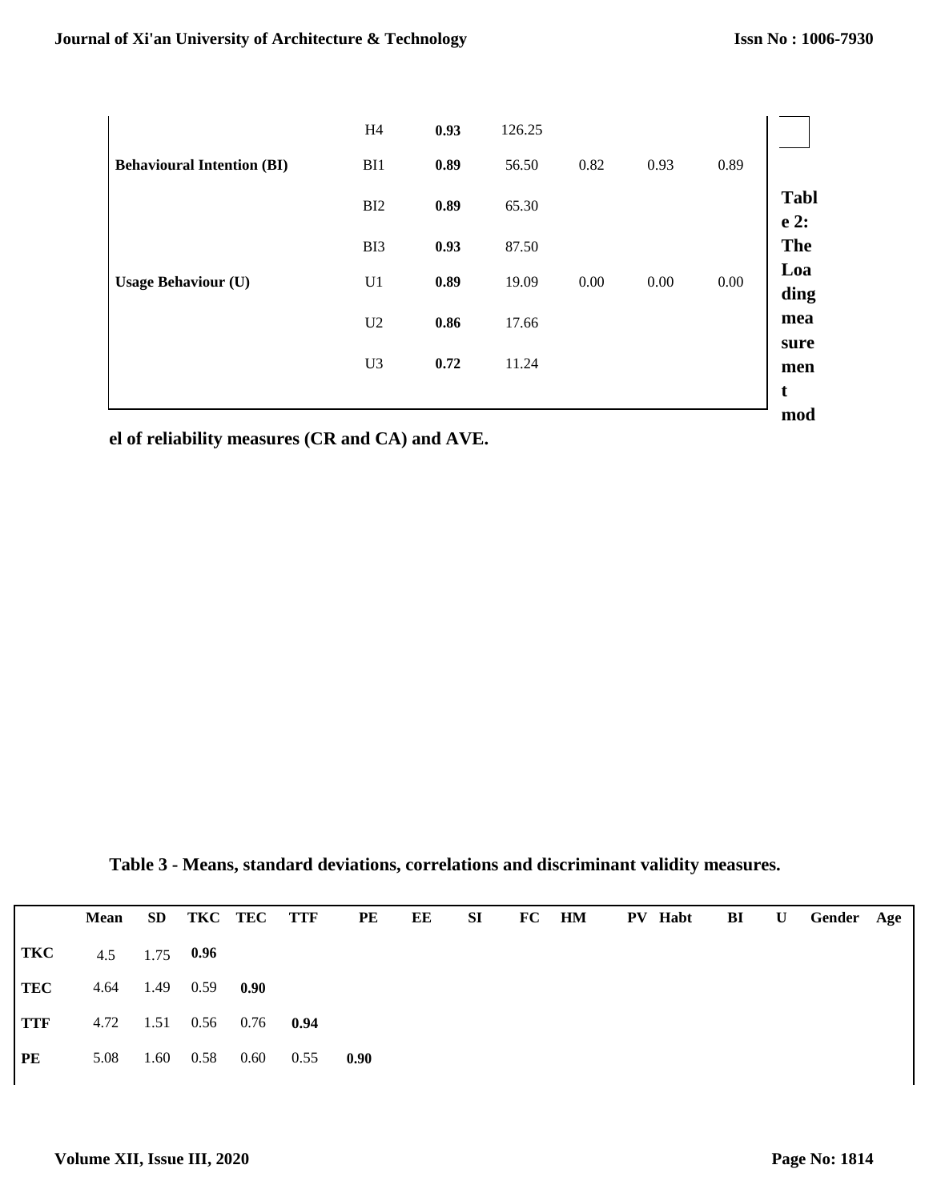| | H4 | **0.93** | 126.25 | | | |
|---|---|---|---|---|---|---|
| **Behavioural Intention (BI)** | BI1 | **0.89** | 56.50 | 0.82 | 0.93 | 0.89 |
| | BI2 | **0.89** | 65.30 | | | |
| | BI3 | **0.93** | 87.50 | | | |
| **Usage Behaviour (U)** | U1 | **0.89** | 19.09 | 0.00 | 0.00 | 0.00 |
| | U2 | **0.86** | 17.66 | | | |
| | U3 | **0.72** | 11.24 | | | |

**Table 2: The Loading measurement model of reliability measures (CR and CA) and AVE.**

**Table 3 - Means, standard deviations, correlations and discriminant validity measures.**

| | Mean | SD | TKC | TEC | TTF | PE | EE | SI | FC | HM | PV | Habt | BI | U | Gender | Age |
|---|---|---|---|---|---|---|---|---|---|---|---|---|---|---|---|---|
| **TKC** | 4.5 | 1.75 | **0.96** | | | | | | | | | | | | | |
| **TEC** | 4.64 | 1.49 | 0.59 | **0.90** | | | | | | | | | | | | |
| **TTF** | 4.72 | 1.51 | 0.56 | 0.76 | **0.94** | | | | | | | | | | | |
| **PE** | 5.08 | 1.60 | 0.58 | 0.60 | 0.55 | **0.90** | | | | | | | | | | |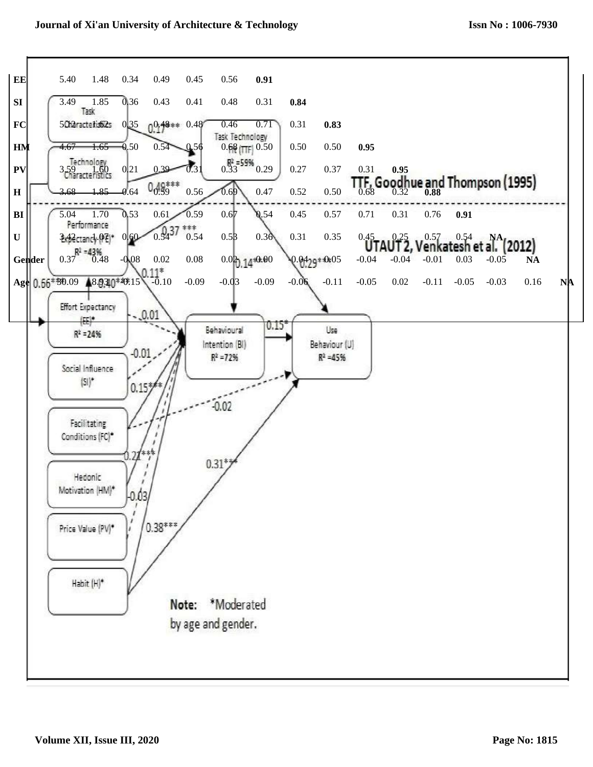| | | | | | | | | | | | | | | | | |
|---|---|---|---|---|---|---|---|---|---|---|---|---|---|---|---|---|
| **EE** | 5.40 | 1.48 | 0.34 | 0.49 | 0.45 | 0.56 | **0.91** | | | | | | | | | |
| **SI** | 3.49 | 1.85 | 0.36 | 0.43 | 0.41 | 0.48 | 0.31 | **0.84** | | | | | | | | |
| **FC** | 5.12 | 1.62 | 0.35 | 0.48 | 0.48 | 0.46 | 0.71 | 0.31 | **0.83** | | | | | | | |
| **HM** | 4.67 | 1.65 | 0.50 | 0.54 | 0.56 | 0.68 | 0.50 | 0.50 | 0.50 | **0.95** | | | | | | |
| **PV** | 3.59 | 1.60 | 0.21 | 0.39 | 0.31 | 0.33 | 0.29 | 0.27 | 0.37 | 0.31 | **0.95** | | | | | |
| **H** | 3.68 | 1.85 | 0.64 | 0.59 | 0.56 | 0.69 | 0.47 | 0.52 | 0.50 | 0.68 | 0.32 | **0.88** | | | | |
| **BI** | 5.04 | 1.70 | 0.53 | 0.61 | 0.59 | 0.67 | 0.54 | 0.45 | 0.57 | 0.71 | 0.31 | 0.76 | **0.91** | | | |
| **U** | 3.42 | 1.07 | 0.60 | 0.54 | 0.54 | 0.53 | 0.36 | 0.31 | 0.35 | 0.45 | 0.25 | 0.57 | 0.54 | **NA** | | |
| **Gender** | 0.37 | 0.48 | -0.08 | 0.02 | 0.08 | 0.02 | -0.00 | -0.04 | -0.05 | -0.04 | -0.04 | -0.01 | 0.03 | -0.05 | **NA** | |
| **Age** | 30.09 | 8.93 | 0.15 | -0.10 | -0.09 | -0.03 | -0.09 | -0.06 | -0.11 | -0.05 | 0.02 | -0.11 | -0.05 | -0.03 | 0.16 | **NA** |

TTF, Goodhue and Thompson (1995)

UTAUT 2, Venkatesh et al. (2012)

Task Characteristics; Technology Characteristics; Task Technology Fit (TTF) $R^2$ =59%; Performance Expectancy (PE)* $R^2$ =43%; Effort Expectancy (EE)* $R^2$ =24%; Social Influence (SI)*; Facilitating Conditions (FC)*; Hedonic Motivation (HM)*; Price Value (PV)*; Habit (H)*; Behavioural Intention (BI) $R^2$ =72%; Use Behaviour (U) $R^2$ =45%

Path coefficients: 0.17***; 0.49***; 0.37***; 0.14***; 0.29***; 0.56***; 0.40***; 0.11*; 0.01; -0.01; 0.15***; -0.02; 0.21***; 0.31***; -0.03; 0.38***; 0.15*

Note: *Moderated by age and gender.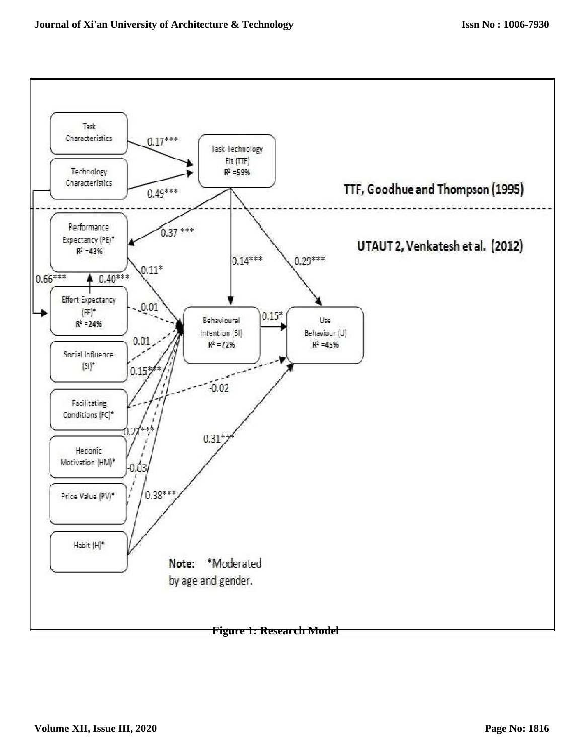Task Characteristics

Technology Characteristics

Task Technology Fit (TTF)
$R^2$ =59%

0.17***

0.49***

TTF, Goodhue and Thompson (1995)

Performance Expectancy (PE)*
$R^2$ =43%

0.37 ***

UTAUT 2, Venkatesh et al. (2012)

0.14***

0.29***

0.11*

0.66***

0.40***

Effort Expectancy (EE)*
$R^2$ =24%

0.01

Behavioural Intention (BI)
$R^2$ =72%

0.15*

Use Behaviour (U)
$R^2$ =45%

Social Influence (SI)*

-0.01

0.15***

Facilitating Conditions (FC)*

-0.02

0.21***

0.31***

Hedonic Motivation (HM)*

-0.03

Price Value (PV)*

0.38***

Habit (H)*

**Note:** *Moderated by age and gender.

**Figure 1: Research Model**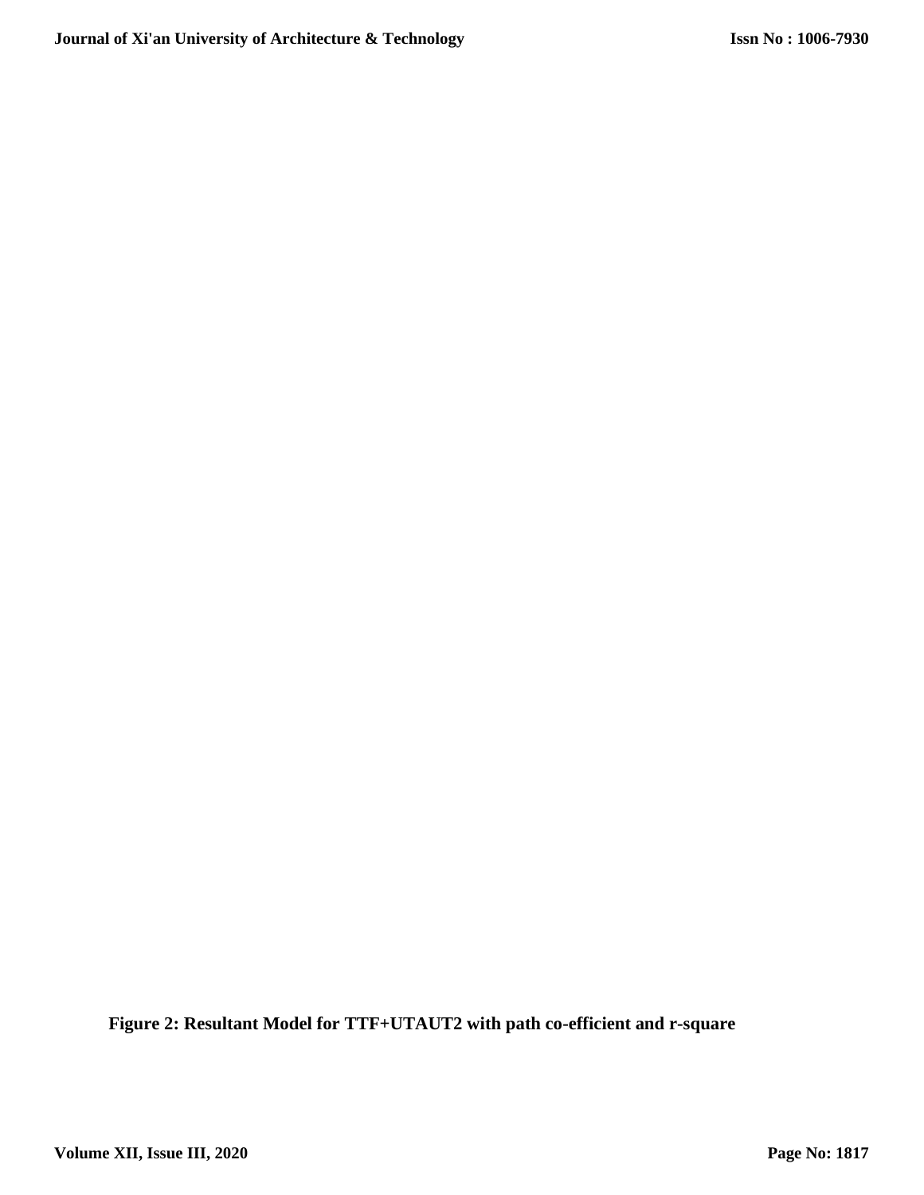**Figure 2: Resultant Model for TTF+UTAUT2 with path co-efficient and r-square**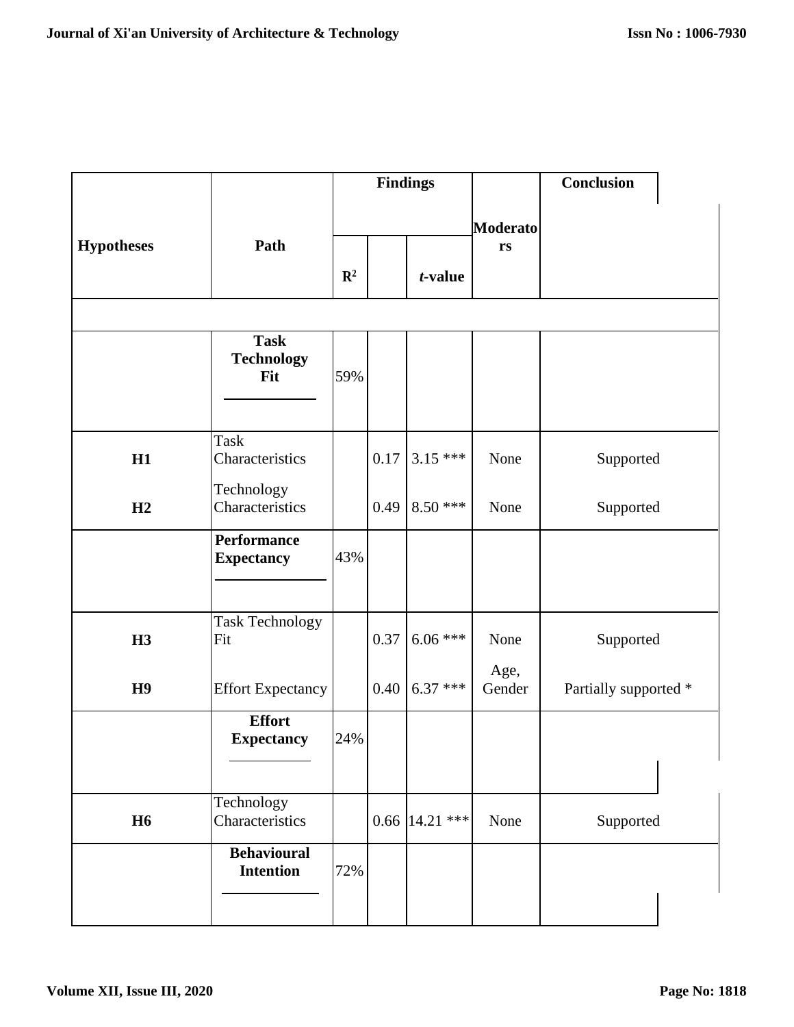| Hypotheses | Path | Findings | | | Moderators | Conclusion |
|---|---|---|---|---|---|---|
| | | $R^2$ | | *t*-value | | |
| | | | | | | |
| | **Task Technology Fit** | 59% | | | | |
| H1 | Task Characteristics | | 0.17 | 3.15 *** | None | Supported |
| H2 | Technology Characteristics | | 0.49 | 8.50 *** | None | Supported |
| | **Performance Expectancy** | 43% | | | | |
| H3 | Task Technology Fit | | 0.37 | 6.06 *** | None | Supported |
| H9 | Effort Expectancy | | 0.40 | 6.37 *** | Age, Gender | Partially supported * |
| | **Effort Expectancy** | 24% | | | | |
| H6 | Technology Characteristics | | 0.66 | 14.21 *** | None | Supported |
| | **Behavioural Intention** | 72% | | | | |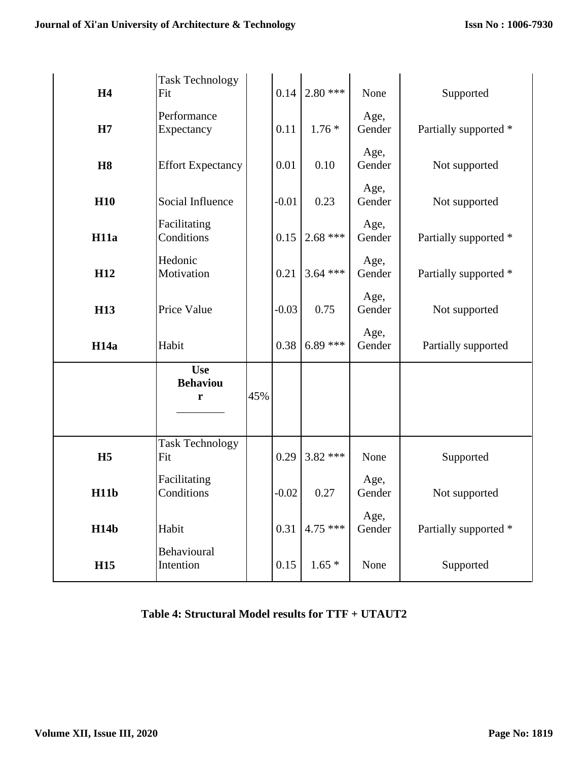| | | | | | | |
|---|---|---|---|---|---|---|
| **H4** | Task Technology Fit | | 0.14 | 2.80 *** | None | Supported |
| **H7** | Performance Expectancy | | 0.11 | 1.76 * | Age, Gender | Partially supported * |
| **H8** | Effort Expectancy | | 0.01 | 0.10 | Age, Gender | Not supported |
| **H10** | Social Influence | | -0.01 | 0.23 | Age, Gender | Not supported |
| **H11a** | Facilitating Conditions | | 0.15 | 2.68 *** | Age, Gender | Partially supported * |
| **H12** | Hedonic Motivation | | 0.21 | 3.64 *** | Age, Gender | Partially supported * |
| **H13** | Price Value | | -0.03 | 0.75 | Age, Gender | Not supported |
| **H14a** | Habit | | 0.38 | 6.89 *** | Age, Gender | Partially supported |
| | **Use Behaviour** | 45% | | | | |
| **H5** | Task Technology Fit | | 0.29 | 3.82 *** | None | Supported |
| **H11b** | Facilitating Conditions | | -0.02 | 0.27 | Age, Gender | Not supported |
| **H14b** | Habit | | 0.31 | 4.75 *** | Age, Gender | Partially supported * |
| **H15** | Behavioural Intention | | 0.15 | 1.65 * | None | Supported |

**Table 4: Structural Model results for TTF + UTAUT2**